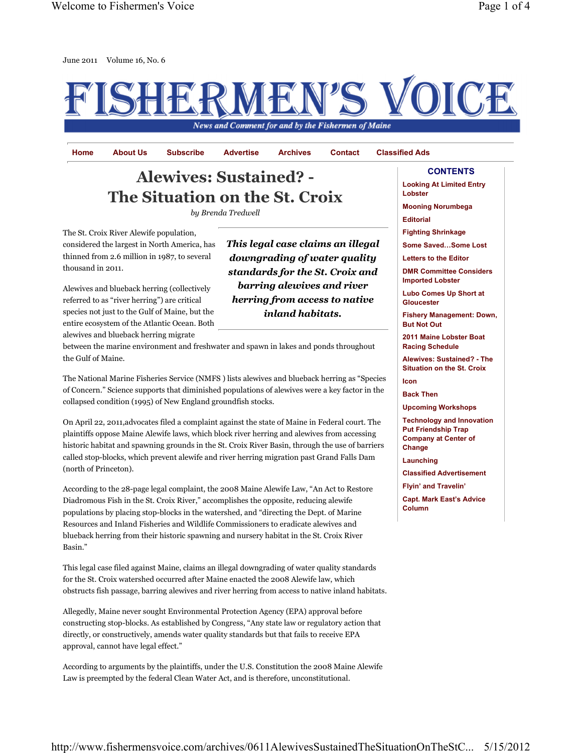June 2011 Volume 16, No. 6

# FISHERMEN'S VOICE

*News and Comment for and by the Fishermen of Maine*

Home | About Us | Subscribe | Advertise | Archives | Contact | Classified Ads

## Alewives: Sustained? - The Situation on the St. Croix

*by Brenda Tredwell*

The St. Croix River Alewife population, considered the largest in North America, has thinned from 2.6 million in 1987, to several thousand in 2011.

> ***This legal case claims an illegal downgrading of water quality standards for the St. Croix and barring alewives and river herring from access to native inland habitats.***

Alewives and blueback herring (collectively referred to as "river herring") are critical species not just to the Gulf of Maine, but the entire ecosystem of the Atlantic Ocean. Both alewives and blueback herring migrate between the marine environment and freshwater and spawn in lakes and ponds throughout the Gulf of Maine.

The National Marine Fisheries Service (NMFS ) lists alewives and blueback herring as "Species of Concern." Science supports that diminished populations of alewives were a key factor in the collapsed condition (1995) of New England groundfish stocks.

On April 22, 2011,advocates filed a complaint against the state of Maine in Federal court. The plaintiffs oppose Maine Alewife laws, which block river herring and alewives from accessing historic habitat and spawning grounds in the St. Croix River Basin, through the use of barriers called stop-blocks, which prevent alewife and river herring migration past Grand Falls Dam (north of Princeton).

According to the 28-page legal complaint, the 2008 Maine Alewife Law, "An Act to Restore Diadromous Fish in the St. Croix River," accomplishes the opposite, reducing alewife populations by placing stop-blocks in the watershed, and "directing the Dept. of Marine Resources and Inland Fisheries and Wildlife Commissioners to eradicate alewives and blueback herring from their historic spawning and nursery habitat in the St. Croix River Basin."

This legal case filed against Maine, claims an illegal downgrading of water quality standards for the St. Croix watershed occurred after Maine enacted the 2008 Alewife law, which obstructs fish passage, barring alewives and river herring from access to native inland habitats.

Allegedly, Maine never sought Environmental Protection Agency (EPA) approval before constructing stop-blocks. As established by Congress, "Any state law or regulatory action that directly, or constructively, amends water quality standards but that fails to receive EPA approval, cannot have legal effect."

According to arguments by the plaintiffs, under the U.S. Constitution the 2008 Maine Alewife Law is preempted by the federal Clean Water Act, and is therefore, unconstitutional.

**CONTENTS**

- Looking At Limited Entry Lobster
- Mooning Norumbega
- Editorial
- Fighting Shrinkage
- Some Saved…Some Lost
- Letters to the Editor
- DMR Committee Considers Imported Lobster
- Lubo Comes Up Short at Gloucester
- Fishery Management: Down, But Not Out
- 2011 Maine Lobster Boat Racing Schedule
- Alewives: Sustained? - The Situation on the St. Croix
- Icon
- Back Then
- Upcoming Workshops
- Technology and Innovation Put Friendship Trap Company at Center of Change
- Launching
- Classified Advertisement
- Flyin' and Travelin'
- Capt. Mark East's Advice Column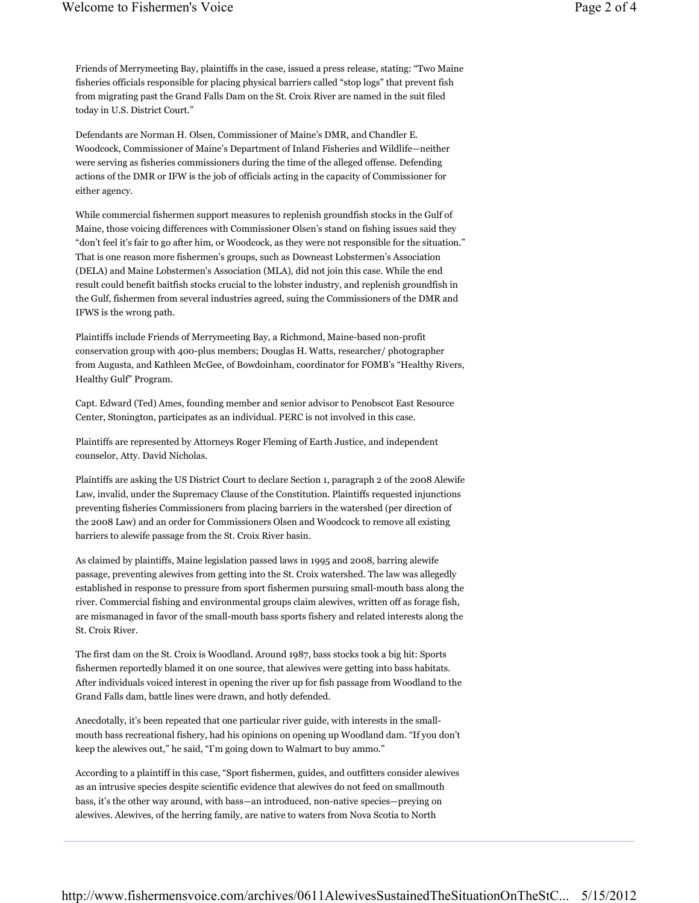Friends of Merrymeeting Bay, plaintiffs in the case, issued a press release, stating: "Two Maine fisheries officials responsible for placing physical barriers called "stop logs" that prevent fish from migrating past the Grand Falls Dam on the St. Croix River are named in the suit filed today in U.S. District Court."

Defendants are Norman H. Olsen, Commissioner of Maine's DMR, and Chandler E. Woodcock, Commissioner of Maine's Department of Inland Fisheries and Wildlife—neither were serving as fisheries commissioners during the time of the alleged offense. Defending actions of the DMR or IFW is the job of officials acting in the capacity of Commissioner for either agency.

While commercial fishermen support measures to replenish groundfish stocks in the Gulf of Maine, those voicing differences with Commissioner Olsen's stand on fishing issues said they "don't feel it's fair to go after him, or Woodcock, as they were not responsible for the situation." That is one reason more fishermen's groups, such as Downeast Lobstermen's Association (DELA) and Maine Lobstermen's Association (MLA), did not join this case. While the end result could benefit baitfish stocks crucial to the lobster industry, and replenish groundfish in the Gulf, fishermen from several industries agreed, suing the Commissioners of the DMR and IFWS is the wrong path.

Plaintiffs include Friends of Merrymeeting Bay, a Richmond, Maine-based non-profit conservation group with 400-plus members; Douglas H. Watts, researcher/ photographer from Augusta, and Kathleen McGee, of Bowdoinham, coordinator for FOMB's "Healthy Rivers, Healthy Gulf" Program.

Capt. Edward (Ted) Ames, founding member and senior advisor to Penobscot East Resource Center, Stonington, participates as an individual. PERC is not involved in this case.

Plaintiffs are represented by Attorneys Roger Fleming of Earth Justice, and independent counselor, Atty. David Nicholas.

Plaintiffs are asking the US District Court to declare Section 1, paragraph 2 of the 2008 Alewife Law, invalid, under the Supremacy Clause of the Constitution. Plaintiffs requested injunctions preventing fisheries Commissioners from placing barriers in the watershed (per direction of the 2008 Law) and an order for Commissioners Olsen and Woodcock to remove all existing barriers to alewife passage from the St. Croix River basin.

As claimed by plaintiffs, Maine legislation passed laws in 1995 and 2008, barring alewife passage, preventing alewives from getting into the St. Croix watershed. The law was allegedly established in response to pressure from sport fishermen pursuing small-mouth bass along the river. Commercial fishing and environmental groups claim alewives, written off as forage fish, are mismanaged in favor of the small-mouth bass sports fishery and related interests along the St. Croix River.

The first dam on the St. Croix is Woodland. Around 1987, bass stocks took a big hit: Sports fishermen reportedly blamed it on one source, that alewives were getting into bass habitats. After individuals voiced interest in opening the river up for fish passage from Woodland to the Grand Falls dam, battle lines were drawn, and hotly defended.

Anecdotally, it's been repeated that one particular river guide, with interests in the small-mouth bass recreational fishery, had his opinions on opening up Woodland dam. "If you don't keep the alewives out," he said, "I'm going down to Walmart to buy ammo."

According to a plaintiff in this case, "Sport fishermen, guides, and outfitters consider alewives as an intrusive species despite scientific evidence that alewives do not feed on smallmouth bass, it's the other way around, with bass—an introduced, non-native species—preying on alewives. Alewives, of the herring family, are native to waters from Nova Scotia to North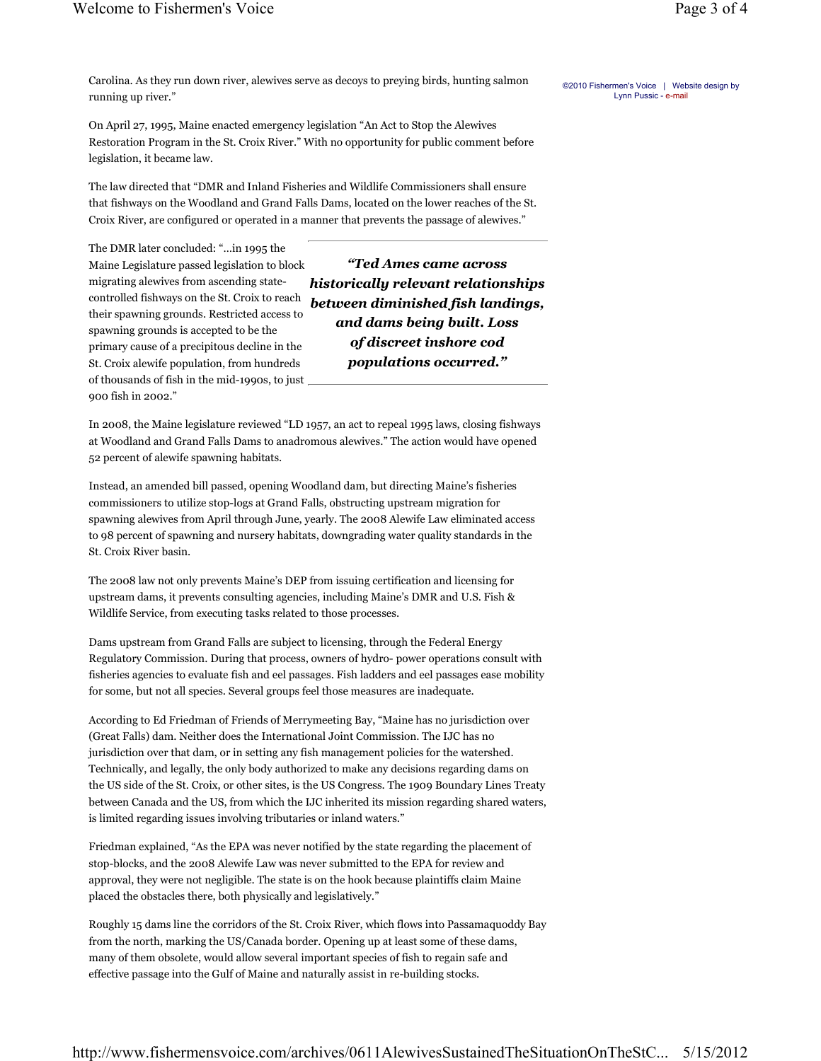Carolina. As they run down river, alewives serve as decoys to preying birds, hunting salmon running up river."

On April 27, 1995, Maine enacted emergency legislation "An Act to Stop the Alewives Restoration Program in the St. Croix River." With no opportunity for public comment before legislation, it became law.

The law directed that "DMR and Inland Fisheries and Wildlife Commissioners shall ensure that fishways on the Woodland and Grand Falls Dams, located on the lower reaches of the St. Croix River, are configured or operated in a manner that prevents the passage of alewives."

The DMR later concluded: "...in 1995 the Maine Legislature passed legislation to block migrating alewives from ascending state-controlled fishways on the St. Croix to reach their spawning grounds. Restricted access to spawning grounds is accepted to be the primary cause of a precipitous decline in the St. Croix alewife population, from hundreds of thousands of fish in the mid-1990s, to just 900 fish in 2002."

> ***"Ted Ames came across historically relevant relationships between diminished fish landings, and dams being built. Loss of discreet inshore cod populations occurred."***

In 2008, the Maine legislature reviewed "LD 1957, an act to repeal 1995 laws, closing fishways at Woodland and Grand Falls Dams to anadromous alewives." The action would have opened 52 percent of alewife spawning habitats.

Instead, an amended bill passed, opening Woodland dam, but directing Maine's fisheries commissioners to utilize stop-logs at Grand Falls, obstructing upstream migration for spawning alewives from April through June, yearly. The 2008 Alewife Law eliminated access to 98 percent of spawning and nursery habitats, downgrading water quality standards in the St. Croix River basin.

The 2008 law not only prevents Maine's DEP from issuing certification and licensing for upstream dams, it prevents consulting agencies, including Maine's DMR and U.S. Fish & Wildlife Service, from executing tasks related to those processes.

Dams upstream from Grand Falls are subject to licensing, through the Federal Energy Regulatory Commission. During that process, owners of hydro- power operations consult with fisheries agencies to evaluate fish and eel passages. Fish ladders and eel passages ease mobility for some, but not all species. Several groups feel those measures are inadequate.

According to Ed Friedman of Friends of Merrymeeting Bay, "Maine has no jurisdiction over (Great Falls) dam. Neither does the International Joint Commission. The IJC has no jurisdiction over that dam, or in setting any fish management policies for the watershed. Technically, and legally, the only body authorized to make any decisions regarding dams on the US side of the St. Croix, or other sites, is the US Congress. The 1909 Boundary Lines Treaty between Canada and the US, from which the IJC inherited its mission regarding shared waters, is limited regarding issues involving tributaries or inland waters."

Friedman explained, "As the EPA was never notified by the state regarding the placement of stop-blocks, and the 2008 Alewife Law was never submitted to the EPA for review and approval, they were not negligible. The state is on the hook because plaintiffs claim Maine placed the obstacles there, both physically and legislatively."

Roughly 15 dams line the corridors of the St. Croix River, which flows into Passamaquoddy Bay from the north, marking the US/Canada border. Opening up at least some of these dams, many of them obsolete, would allow several important species of fish to regain safe and effective passage into the Gulf of Maine and naturally assist in re-building stocks.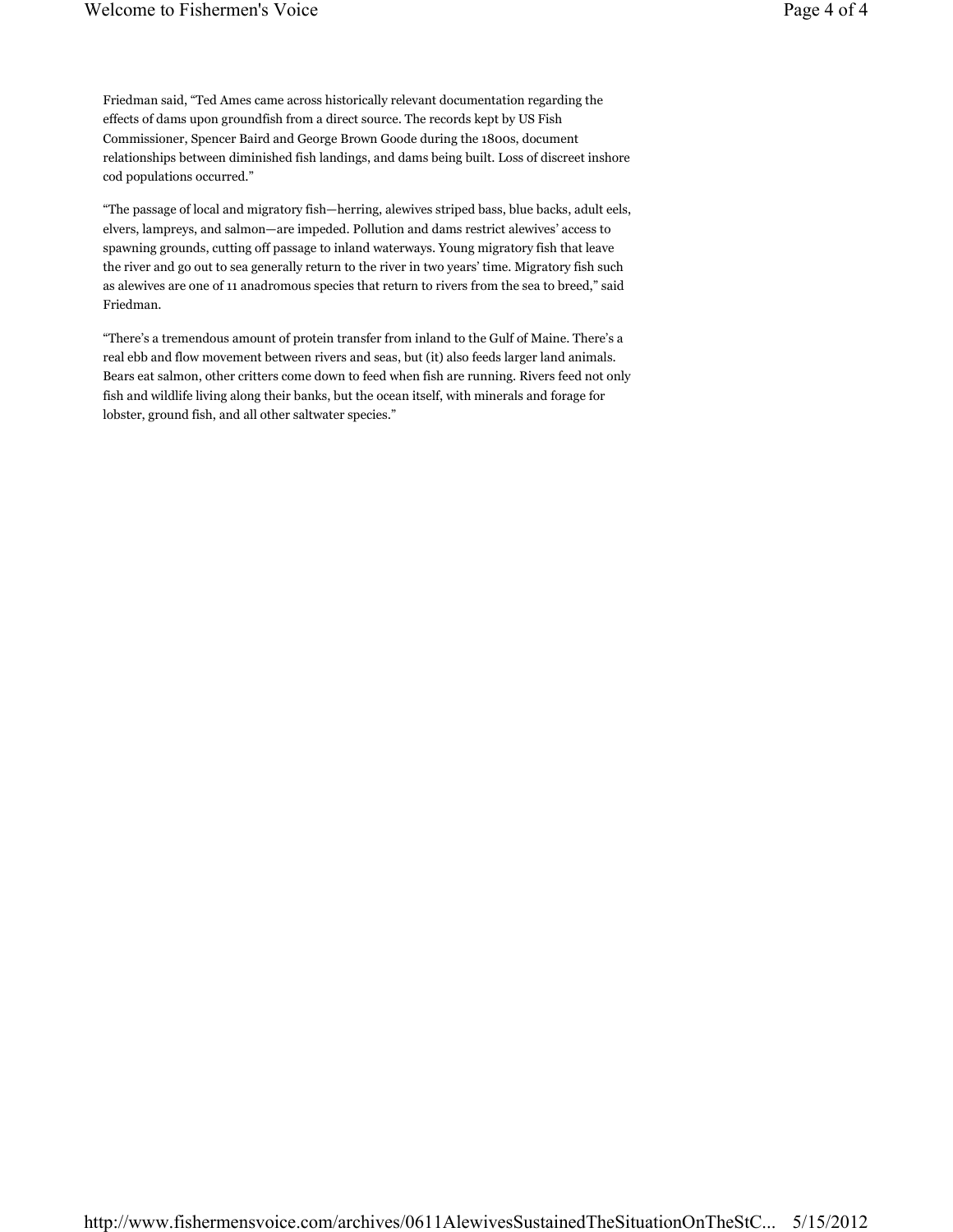Friedman said, “Ted Ames came across historically relevant documentation regarding the effects of dams upon groundfish from a direct source. The records kept by US Fish Commissioner, Spencer Baird and George Brown Goode during the 1800s, document relationships between diminished fish landings, and dams being built. Loss of discreet inshore cod populations occurred.”

“The passage of local and migratory fish—herring, alewives striped bass, blue backs, adult eels, elvers, lampreys, and salmon—are impeded. Pollution and dams restrict alewives’ access to spawning grounds, cutting off passage to inland waterways. Young migratory fish that leave the river and go out to sea generally return to the river in two years’ time. Migratory fish such as alewives are one of 11 anadromous species that return to rivers from the sea to breed,” said Friedman.

“There’s a tremendous amount of protein transfer from inland to the Gulf of Maine. There’s a real ebb and flow movement between rivers and seas, but (it) also feeds larger land animals. Bears eat salmon, other critters come down to feed when fish are running. Rivers feed not only fish and wildlife living along their banks, but the ocean itself, with minerals and forage for lobster, ground fish, and all other saltwater species.”